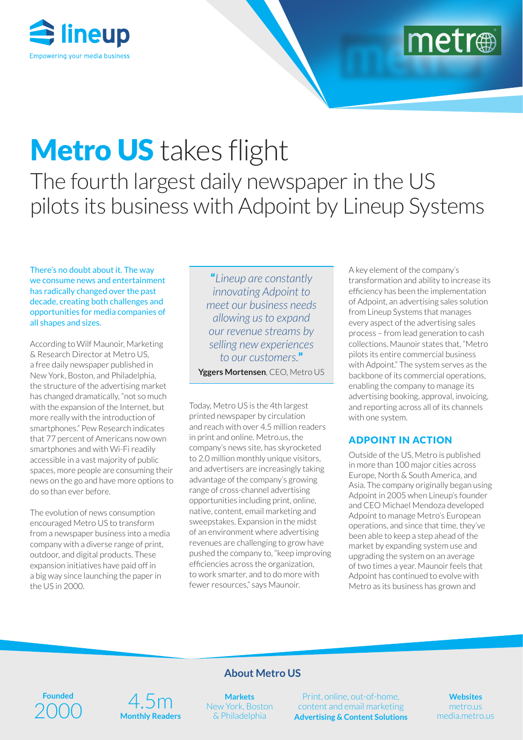lineup
Empowering your media business

metro

# Metro US takes flight

## The fourth largest daily newspaper in the US pilots its business with Adpoint by Lineup Systems

There's no doubt about it. The way we consume news and entertainment has radically changed over the past decade, creating both challenges and opportunities for media companies of all shapes and sizes.

According to Wilf Maunoir, Marketing & Research Director at Metro US, a free daily newspaper published in New York, Boston, and Philadelphia, the structure of the advertising market has changed dramatically, "not so much with the expansion of the Internet, but more really with the introduction of smartphones." Pew Research indicates that 77 percent of Americans now own smartphones and with Wi-Fi readily accessible in a vast majority of public spaces, more people are consuming their news on the go and have more options to do so than ever before.

The evolution of news consumption encouraged Metro US to transform from a newspaper business into a media company with a diverse range of print, outdoor, and digital products. These expansion initiatives have paid off in a big way since launching the paper in the US in 2000.

> *"Lineup are constantly innovating Adpoint to meet our business needs allowing us to expand our revenue streams by selling new experiences to our customers."*
>
> **Yggers Mortensen**, CEO, Metro US

Today, Metro US is the 4th largest printed newspaper by circulation and reach with over 4.5 million readers in print and online. Metro.us, the company's news site, has skyrocketed to 2.0 million monthly unique visitors, and advertisers are increasingly taking advantage of the company's growing range of cross-channel advertising opportunities including print, online, native, content, email marketing and sweepstakes. Expansion in the midst of an environment where advertising revenues are challenging to grow have pushed the company to, "keep improving efficiencies across the organization, to work smarter, and to do more with fewer resources," says Maunoir.

A key element of the company's transformation and ability to increase its efficiency has been the implementation of Adpoint, an advertising sales solution from Lineup Systems that manages every aspect of the advertising sales process – from lead generation to cash collections. Maunoir states that, "Metro pilots its entire commercial business with Adpoint." The system serves as the backbone of its commercial operations, enabling the company to manage its advertising booking, approval, invoicing, and reporting across all of its channels with one system.

### ADPOINT IN ACTION

Outside of the US, Metro is published in more than 100 major cities across Europe, North & South America, and Asia. The company originally began using Adpoint in 2005 when Lineup's founder and CEO Michael Mendoza developed Adpoint to manage Metro's European operations, and since that time, they've been able to keep a step ahead of the market by expanding system use and upgrading the system on an average of two times a year. Maunoir feels that Adpoint has continued to evolve with Metro as its business has grown and

### About Metro US

**Founded**
2000

4.5m
**Monthly Readers**

**Markets**
New York, Boston & Philadelphia

Print, online, out-of-home, content and email marketing
**Advertising & Content Solutions**

**Websites**
metro.us
media.metro.us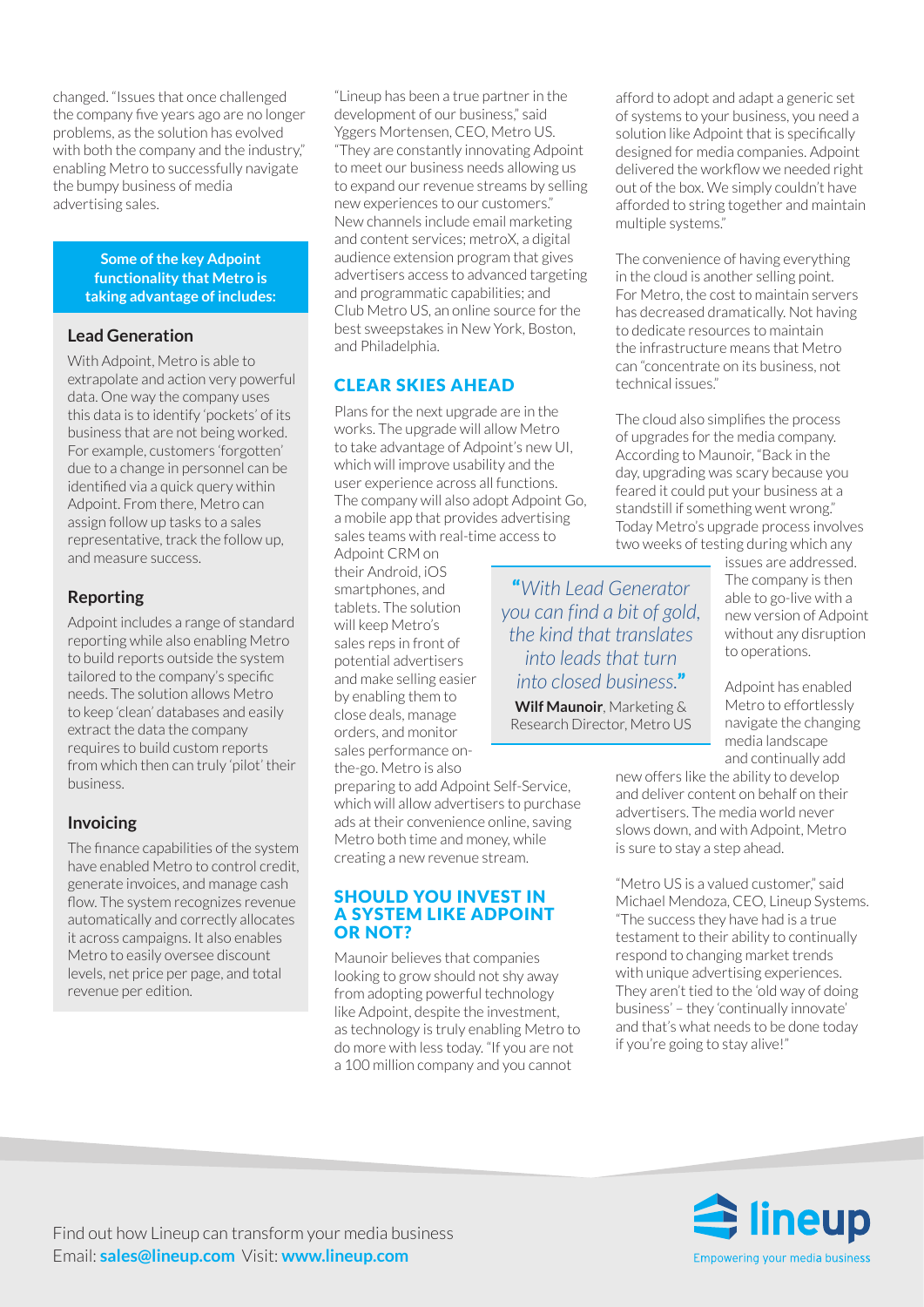changed. "Issues that once challenged the company five years ago are no longer problems, as the solution has evolved with both the company and the industry," enabling Metro to successfully navigate the bumpy business of media advertising sales.

**Some of the key Adpoint functionality that Metro is taking advantage of includes:**

### Lead Generation

With Adpoint, Metro is able to extrapolate and action very powerful data. One way the company uses this data is to identify 'pockets' of its business that are not being worked. For example, customers 'forgotten' due to a change in personnel can be identified via a quick query within Adpoint. From there, Metro can assign follow up tasks to a sales representative, track the follow up, and measure success.

### Reporting

Adpoint includes a range of standard reporting while also enabling Metro to build reports outside the system tailored to the company's specific needs. The solution allows Metro to keep 'clean' databases and easily extract the data the company requires to build custom reports from which then can truly 'pilot' their business.

### Invoicing

The finance capabilities of the system have enabled Metro to control credit, generate invoices, and manage cash flow. The system recognizes revenue automatically and correctly allocates it across campaigns. It also enables Metro to easily oversee discount levels, net price per page, and total revenue per edition.

"Lineup has been a true partner in the development of our business," said Yggers Mortensen, CEO, Metro US. "They are constantly innovating Adpoint to meet our business needs allowing us to expand our revenue streams by selling new experiences to our customers." New channels include email marketing and content services; metroX, a digital audience extension program that gives advertisers access to advanced targeting and programmatic capabilities; and Club Metro US, an online source for the best sweepstakes in New York, Boston, and Philadelphia.

## CLEAR SKIES AHEAD

Plans for the next upgrade are in the works. The upgrade will allow Metro to take advantage of Adpoint's new UI, which will improve usability and the user experience across all functions. The company will also adopt Adpoint Go, a mobile app that provides advertising sales teams with real-time access to Adpoint CRM on their Android, iOS smartphones, and tablets. The solution will keep Metro's sales reps in front of potential advertisers and make selling easier by enabling them to close deals, manage orders, and monitor sales performance on-the-go. Metro is also preparing to add Adpoint Self-Service, which will allow advertisers to purchase ads at their convenience online, saving Metro both time and money, while creating a new revenue stream.

> *"With Lead Generator you can find a bit of gold, the kind that translates into leads that turn into closed business."*
>
> **Wilf Maunoir**, Marketing & Research Director, Metro US

## SHOULD YOU INVEST IN A SYSTEM LIKE ADPOINT OR NOT?

Maunoir believes that companies looking to grow should not shy away from adopting powerful technology like Adpoint, despite the investment, as technology is truly enabling Metro to do more with less today. "If you are not a 100 million company and you cannot afford to adopt and adapt a generic set of systems to your business, you need a solution like Adpoint that is specifically designed for media companies. Adpoint delivered the workflow we needed right out of the box. We simply couldn't have afforded to string together and maintain multiple systems."

The convenience of having everything in the cloud is another selling point. For Metro, the cost to maintain servers has decreased dramatically. Not having to dedicate resources to maintain the infrastructure means that Metro can "concentrate on its business, not technical issues."

The cloud also simplifies the process of upgrades for the media company. According to Maunoir, "Back in the day, upgrading was scary because you feared it could put your business at a standstill if something went wrong." Today Metro's upgrade process involves two weeks of testing during which any issues are addressed. The company is then able to go-live with a new version of Adpoint without any disruption to operations.

Adpoint has enabled Metro to effortlessly navigate the changing media landscape and continually add new offers like the ability to develop and deliver content on behalf on their advertisers. The media world never slows down, and with Adpoint, Metro is sure to stay a step ahead.

"Metro US is a valued customer," said Michael Mendoza, CEO, Lineup Systems. "The success they have had is a true testament to their ability to continually respond to changing market trends with unique advertising experiences. They aren't tied to the 'old way of doing business' – they 'continually innovate' and that's what needs to be done today if you're going to stay alive!"

Find out how Lineup can transform your media business
Email: **sales@lineup.com** Visit: **www.lineup.com**

lineup
Empowering your media business